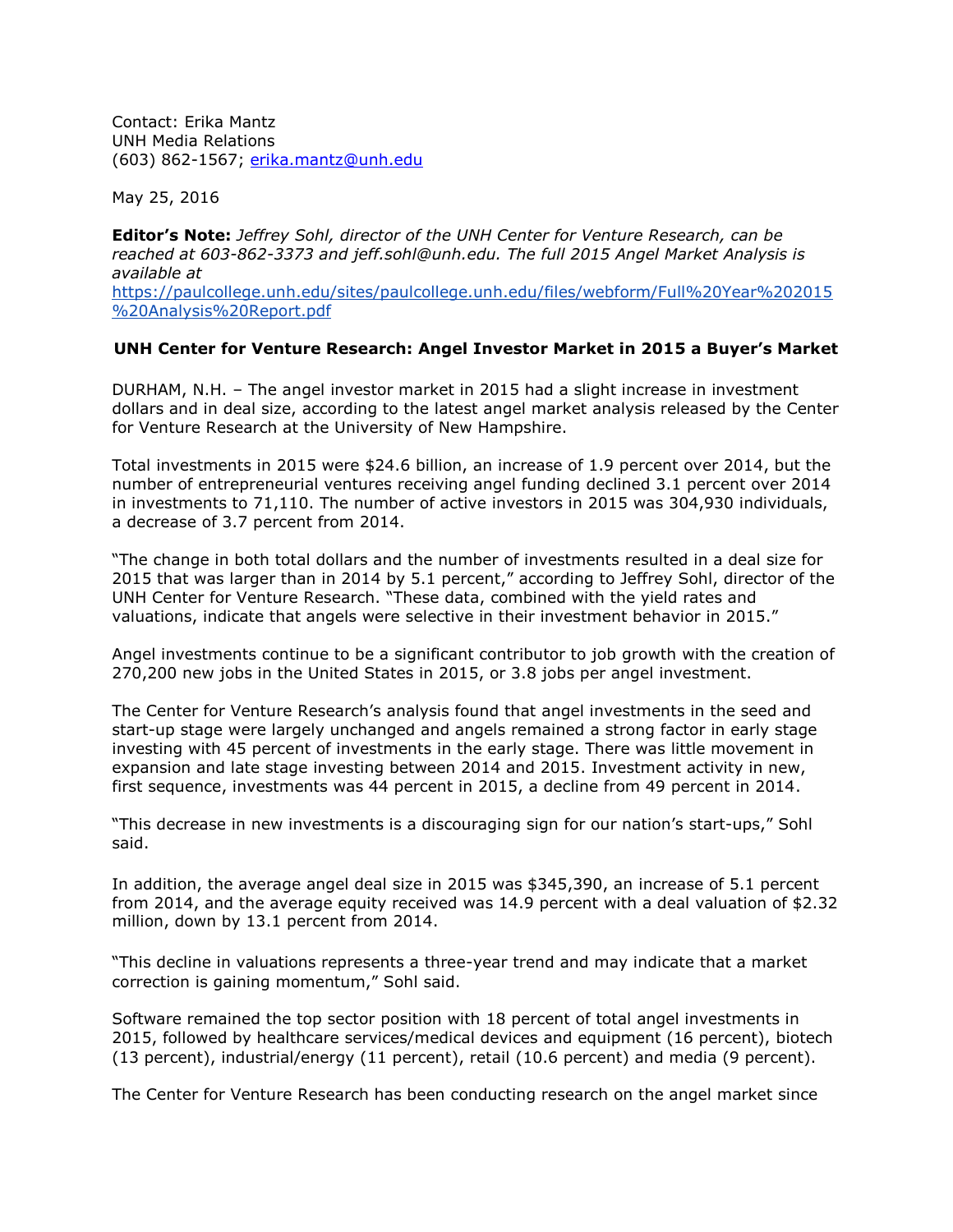Contact: Erika Mantz
UNH Media Relations
(603) 862-1567; erika.mantz@unh.edu

May 25, 2016

**Editor's Note:** *Jeffrey Sohl, director of the UNH Center for Venture Research, can be reached at 603-862-3373 and jeff.sohl@unh.edu. The full 2015 Angel Market Analysis is available at* https://paulcollege.unh.edu/sites/paulcollege.unh.edu/files/webform/Full%20Year%202015%20Analysis%20Report.pdf

**UNH Center for Venture Research: Angel Investor Market in 2015 a Buyer's Market**

DURHAM, N.H. – The angel investor market in 2015 had a slight increase in investment dollars and in deal size, according to the latest angel market analysis released by the Center for Venture Research at the University of New Hampshire.

Total investments in 2015 were $24.6 billion, an increase of 1.9 percent over 2014, but the number of entrepreneurial ventures receiving angel funding declined 3.1 percent over 2014 in investments to 71,110. The number of active investors in 2015 was 304,930 individuals, a decrease of 3.7 percent from 2014.

"The change in both total dollars and the number of investments resulted in a deal size for 2015 that was larger than in 2014 by 5.1 percent," according to Jeffrey Sohl, director of the UNH Center for Venture Research. "These data, combined with the yield rates and valuations, indicate that angels were selective in their investment behavior in 2015."

Angel investments continue to be a significant contributor to job growth with the creation of 270,200 new jobs in the United States in 2015, or 3.8 jobs per angel investment.

The Center for Venture Research's analysis found that angel investments in the seed and start-up stage were largely unchanged and angels remained a strong factor in early stage investing with 45 percent of investments in the early stage. There was little movement in expansion and late stage investing between 2014 and 2015. Investment activity in new, first sequence, investments was 44 percent in 2015, a decline from 49 percent in 2014.

"This decrease in new investments is a discouraging sign for our nation's start-ups," Sohl said.

In addition, the average angel deal size in 2015 was $345,390, an increase of 5.1 percent from 2014, and the average equity received was 14.9 percent with a deal valuation of $2.32 million, down by 13.1 percent from 2014.

"This decline in valuations represents a three-year trend and may indicate that a market correction is gaining momentum," Sohl said.

Software remained the top sector position with 18 percent of total angel investments in 2015, followed by healthcare services/medical devices and equipment (16 percent), biotech (13 percent), industrial/energy (11 percent), retail (10.6 percent) and media (9 percent).

The Center for Venture Research has been conducting research on the angel market since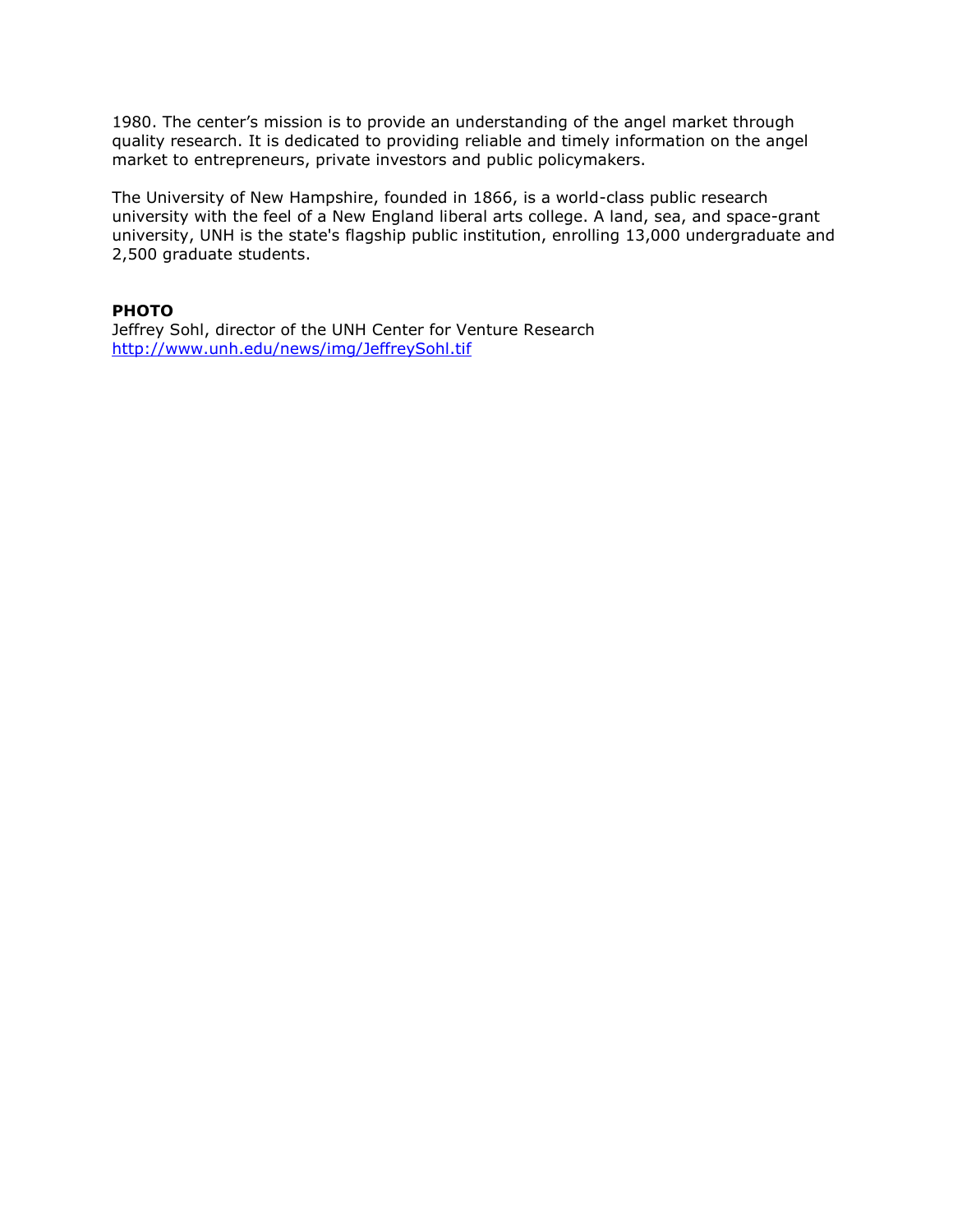1980. The center's mission is to provide an understanding of the angel market through quality research. It is dedicated to providing reliable and timely information on the angel market to entrepreneurs, private investors and public policymakers.

The University of New Hampshire, founded in 1866, is a world-class public research university with the feel of a New England liberal arts college. A land, sea, and space-grant university, UNH is the state's flagship public institution, enrolling 13,000 undergraduate and 2,500 graduate students.

**PHOTO**
Jeffrey Sohl, director of the UNH Center for Venture Research
http://www.unh.edu/news/img/JeffreySohl.tif